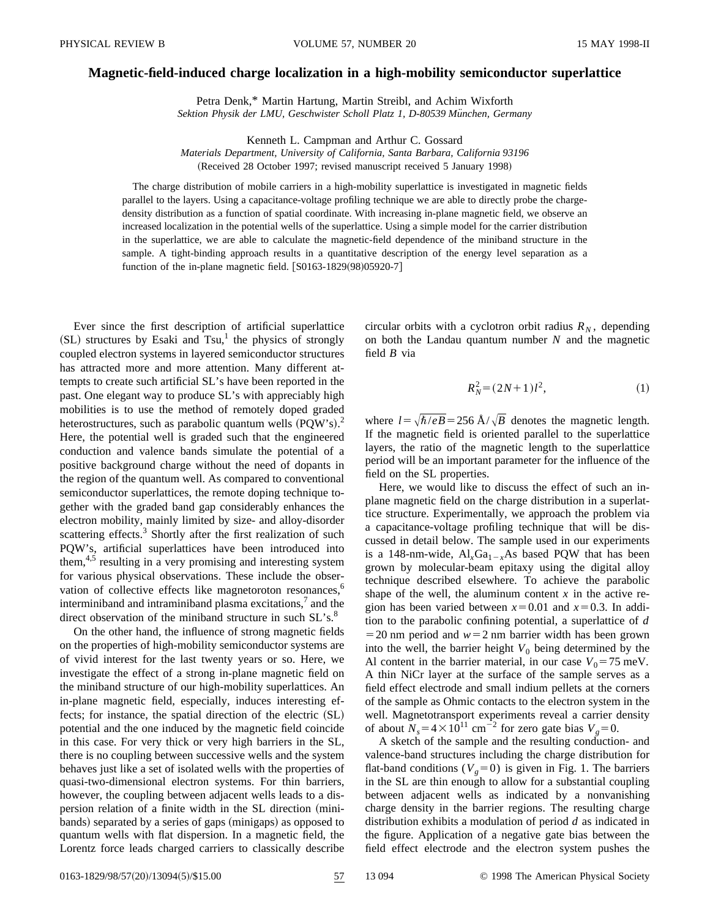# Magnetic-field-induced charge localization in a high-mobility semiconductor superlattice

Petra Denk,* Martin Hartung, Martin Streibl, and Achim Wixforth

*Sektion Physik der LMU, Geschwister Scholl Platz 1, D-80539 München, Germany*

Kenneth L. Campman and Arthur C. Gossard

*Materials Department, University of California, Santa Barbara, California 93196*

(Received 28 October 1997; revised manuscript received 5 January 1998)

The charge distribution of mobile carriers in a high-mobility superlattice is investigated in magnetic fields parallel to the layers. Using a capacitance-voltage profiling technique we are able to directly probe the charge-density distribution as a function of spatial coordinate. With increasing in-plane magnetic field, we observe an increased localization in the potential wells of the superlattice. Using a simple model for the carrier distribution in the superlattice, we are able to calculate the magnetic-field dependence of the miniband structure in the sample. A tight-binding approach results in a quantitative description of the energy level separation as a function of the in-plane magnetic field. [S0163-1829(98)05920-7]

Ever since the first description of artificial superlattice (SL) structures by Esaki and Tsu,[1] the physics of strongly coupled electron systems in layered semiconductor structures has attracted more and more attention. Many different attempts to create such artificial SL's have been reported in the past. One elegant way to produce SL's with appreciably high mobilities is to use the method of remotely doped graded heterostructures, such as parabolic quantum wells (PQW's).[2] Here, the potential well is graded such that the engineered conduction and valence bands simulate the potential of a positive background charge without the need of dopants in the region of the quantum well. As compared to conventional semiconductor superlattices, the remote doping technique together with the graded band gap considerably enhances the electron mobility, mainly limited by size- and alloy-disorder scattering effects.[3] Shortly after the first realization of such PQW's, artificial superlattices have been introduced into them,[4,5] resulting in a very promising and interesting system for various physical observations. These include the observation of collective effects like magnetoroton resonances,[6] interminiband and intraminiband plasma excitations,[7] and the direct observation of the miniband structure in such SL's.[8]

On the other hand, the influence of strong magnetic fields on the properties of high-mobility semiconductor systems are of vivid interest for the last twenty years or so. Here, we investigate the effect of a strong in-plane magnetic field on the miniband structure of our high-mobility superlattices. An in-plane magnetic field, especially, induces interesting effects; for instance, the spatial direction of the electric (SL) potential and the one induced by the magnetic field coincide in this case. For very thick or very high barriers in the SL, there is no coupling between successive wells and the system behaves just like a set of isolated wells with the properties of quasi-two-dimensional electron systems. For thin barriers, however, the coupling between adjacent wells leads to a dispersion relation of a finite width in the SL direction (minibands) separated by a series of gaps (minigaps) as opposed to quantum wells with flat dispersion. In a magnetic field, the Lorentz force leads charged carriers to classically describe circular orbits with a cyclotron orbit radius $R_N$, depending on both the Landau quantum number $N$ and the magnetic field $B$ via

$$R_N^2 = (2N+1) l^2, \tag{1}$$

where $l = \sqrt{\hbar/eB} = 256\ \text{Å}/\sqrt{B}$ denotes the magnetic length. If the magnetic field is oriented parallel to the superlattice layers, the ratio of the magnetic length to the superlattice period will be an important parameter for the influence of the field on the SL properties.

Here, we would like to discuss the effect of such an in-plane magnetic field on the charge distribution in a superlattice structure. Experimentally, we approach the problem via a capacitance-voltage profiling technique that will be discussed in detail below. The sample used in our experiments is a 148-nm-wide, $Al_xGa_{1-x}As$ based PQW that has been grown by molecular-beam epitaxy using the digital alloy technique described elsewhere. To achieve the parabolic shape of the well, the aluminum content $x$ in the active region has been varied between $x = 0.01$ and $x = 0.3$. In addition to the parabolic confining potential, a superlattice of $d = 20$ nm period and $w = 2$ nm barrier width has been grown into the well, the barrier height $V_0$ being determined by the Al content in the barrier material, in our case $V_0 = 75$ meV. A thin NiCr layer at the surface of the sample serves as a field effect electrode and small indium pellets at the corners of the sample as Ohmic contacts to the electron system in the well. Magnetotransport experiments reveal a carrier density of about $N_s = 4 \times 10^{11}\ \text{cm}^{-2}$ for zero gate bias $V_g = 0$.

A sketch of the sample and the resulting conduction- and valence-band structures including the charge distribution for flat-band conditions ($V_g = 0$) is given in Fig. 1. The barriers in the SL are thin enough to allow for a substantial coupling between adjacent wells as indicated by a nonvanishing charge density in the barrier regions. The resulting charge distribution exhibits a modulation of period $d$ as indicated in the figure. Application of a negative gate bias between the field effect electrode and the electron system pushes the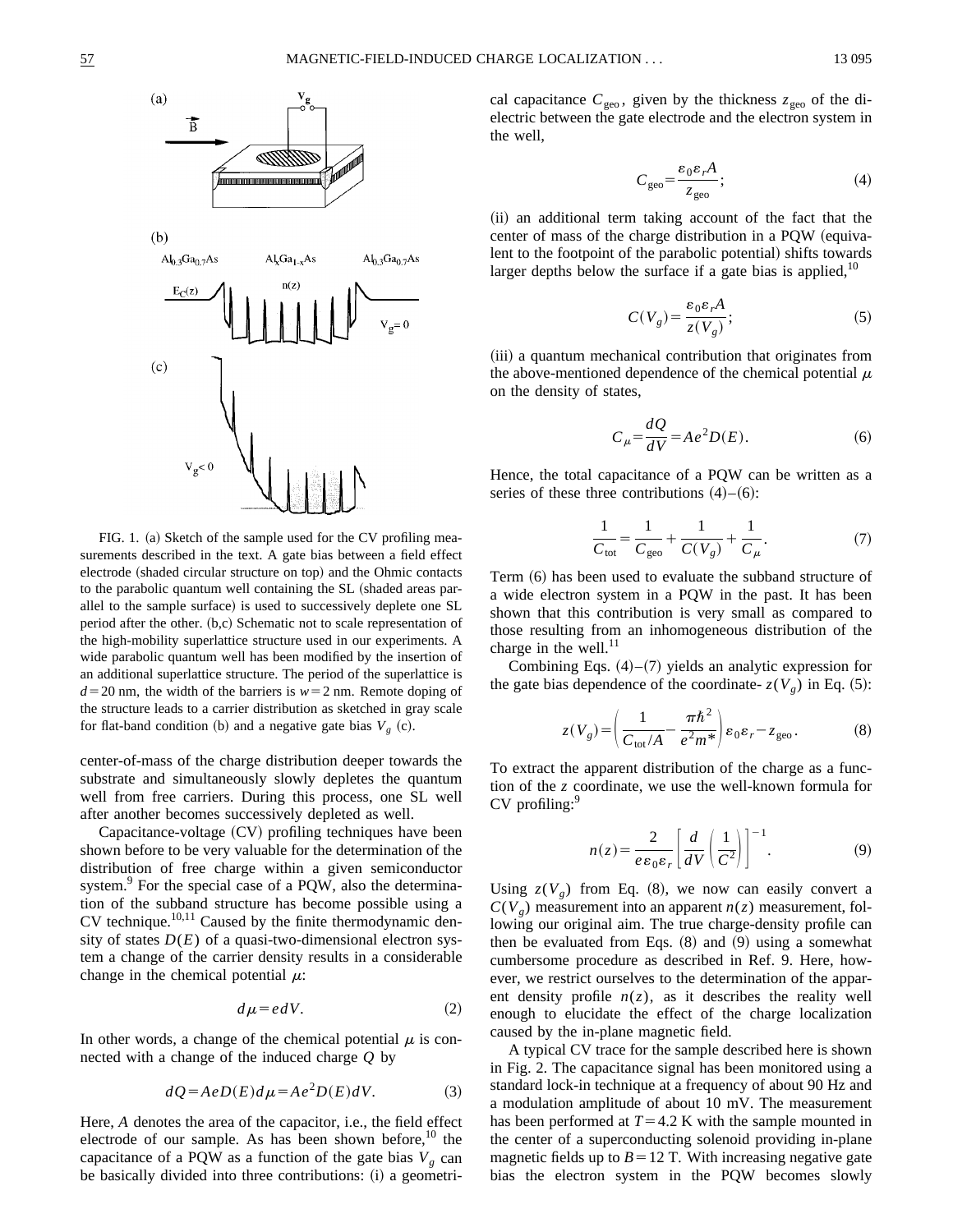FIG. 1. (a) Sketch of the sample used for the CV profiling measurements described in the text. A gate bias between a field effect electrode (shaded circular structure on top) and the Ohmic contacts to the parabolic quantum well containing the SL (shaded areas parallel to the sample surface) is used to successively deplete one SL period after the other. (b,c) Schematic not to scale representation of the high-mobility superlattice structure used in our experiments. A wide parabolic quantum well has been modified by the insertion of an additional superlattice structure. The period of the superlattice is $d = 20$ nm, the width of the barriers is $w = 2$ nm. Remote doping of the structure leads to a carrier distribution as sketched in gray scale for flat-band condition (b) and a negative gate bias $V_g$ (c).

center-of-mass of the charge distribution deeper towards the substrate and simultaneously slowly depletes the quantum well from free carriers. During this process, one SL well after another becomes successively depleted as well.

Capacitance-voltage (CV) profiling techniques have been shown before to be very valuable for the determination of the distribution of free charge within a given semiconductor system.[9] For the special case of a PQW, also the determination of the subband structure has become possible using a CV technique.[10,11] Caused by the finite thermodynamic density of states $D(E)$ of a quasi-two-dimensional electron system a change of the carrier density results in a considerable change in the chemical potential $\mu$:

$$d\mu = e dV. \tag{2}$$

In other words, a change of the chemical potential $\mu$ is connected with a change of the induced charge $Q$ by

$$dQ = AeD(E)d\mu = Ae^2 D(E)dV. \tag{3}$$

Here, $A$ denotes the area of the capacitor, i.e., the field effect electrode of our sample. As has been shown before,[10] the capacitance of a PQW as a function of the gate bias $V_g$ can be basically divided into three contributions: (i) a geometrical capacitance $C_{\mathrm{geo}}$, given by the thickness $z_{\mathrm{geo}}$ of the dielectric between the gate electrode and the electron system in the well,

$$C_{\mathrm{geo}} = \frac{\varepsilon_0 \varepsilon_r A}{z_{\mathrm{geo}}}; \tag{4}$$

(ii) an additional term taking account of the fact that the center of mass of the charge distribution in a PQW (equivalent to the footpoint of the parabolic potential) shifts towards larger depths below the surface if a gate bias is applied,[10]

$$C(V_g) = \frac{\varepsilon_0 \varepsilon_r A}{z(V_g)}; \tag{5}$$

(iii) a quantum mechanical contribution that originates from the above-mentioned dependence of the chemical potential $\mu$ on the density of states,

$$C_\mu = \frac{dQ}{dV} = Ae^2 D(E). \tag{6}$$

Hence, the total capacitance of a PQW can be written as a series of these three contributions (4)–(6):

$$\frac{1}{C_{\mathrm{tot}}} = \frac{1}{C_{\mathrm{geo}}} + \frac{1}{C(V_g)} + \frac{1}{C_\mu}. \tag{7}$$

Term (6) has been used to evaluate the subband structure of a wide electron system in a PQW in the past. It has been shown that this contribution is very small as compared to those resulting from an inhomogeneous distribution of the charge in the well.[11]

Combining Eqs. (4)–(7) yields an analytic expression for the gate bias dependence of the coordinate- $z(V_g)$ in Eq. (5):

$$z(V_g) = \left( \frac{1}{C_{\mathrm{tot}}/A} - \frac{\pi \hbar^2}{e^2 m^*} \right) \varepsilon_0 \varepsilon_r - z_{\mathrm{geo}}. \tag{8}$$

To extract the apparent distribution of the charge as a function of the $z$ coordinate, we use the well-known formula for CV profiling:[9]

$$n(z) = \frac{2}{e \varepsilon_0 \varepsilon_r} \left[ \frac{d}{dV} \left( \frac{1}{C^2} \right) \right]^{-1}. \tag{9}$$

Using $z(V_g)$ from Eq. (8), we now can easily convert a $C(V_g)$ measurement into an apparent $n(z)$ measurement, following our original aim. The true charge-density profile can then be evaluated from Eqs. (8) and (9) using a somewhat cumbersome procedure as described in Ref. 9. Here, however, we restrict ourselves to the determination of the apparent density profile $n(z)$, as it describes the reality well enough to elucidate the effect of the charge localization caused by the in-plane magnetic field.

A typical CV trace for the sample described here is shown in Fig. 2. The capacitance signal has been monitored using a standard lock-in technique at a frequency of about 90 Hz and a modulation amplitude of about 10 mV. The measurement has been performed at $T = 4.2$ K with the sample mounted in the center of a superconducting solenoid providing in-plane magnetic fields up to $B = 12$ T. With increasing negative gate bias the electron system in the PQW becomes slowly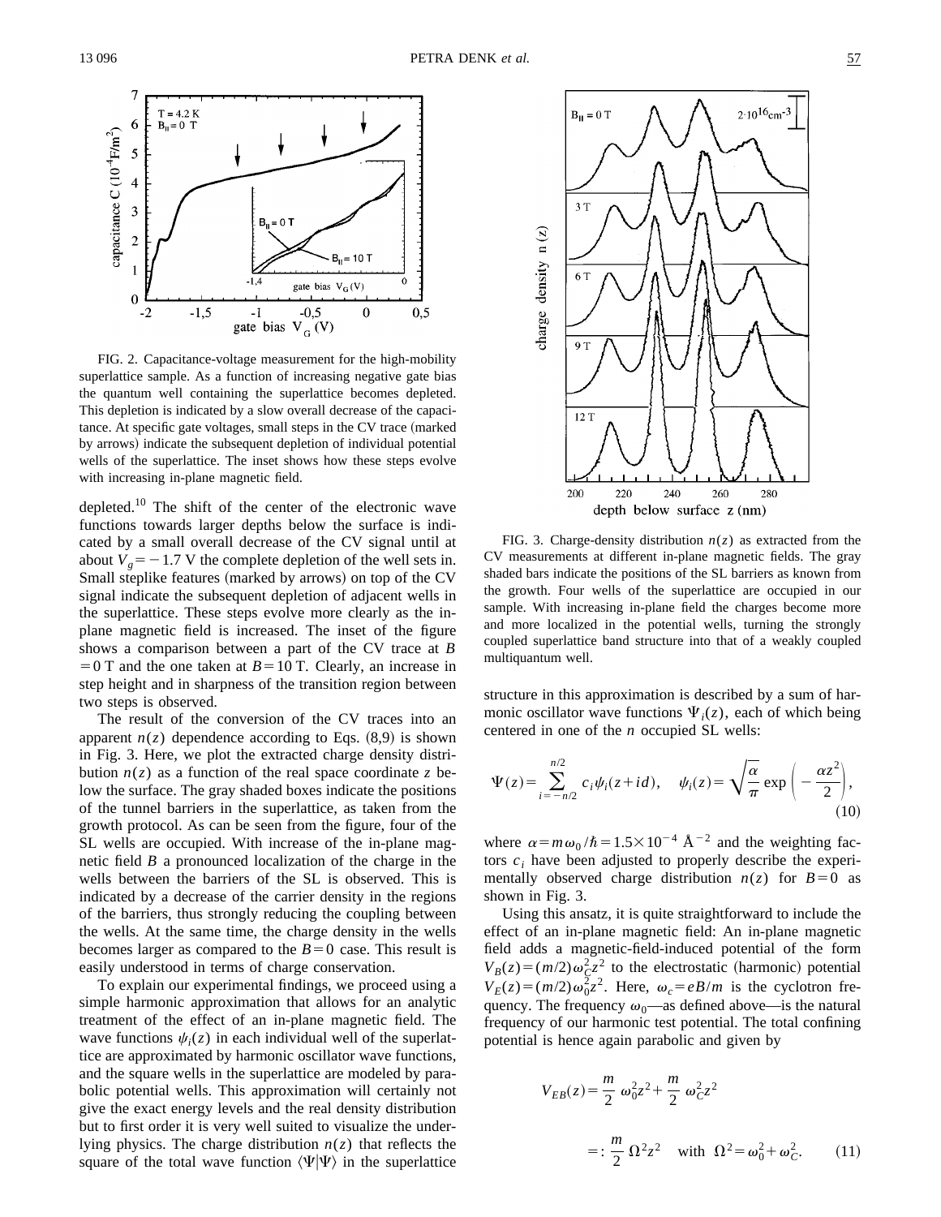FIG. 2. Capacitance-voltage measurement for the high-mobility superlattice sample. As a function of increasing negative gate bias the quantum well containing the superlattice becomes depleted. This depletion is indicated by a slow overall decrease of the capacitance. At specific gate voltages, small steps in the CV trace (marked by arrows) indicate the subsequent depletion of individual potential wells of the superlattice. The inset shows how these steps evolve with increasing in-plane magnetic field.

depleted.[10] The shift of the center of the electronic wave functions towards larger depths below the surface is indicated by a small overall decrease of the CV signal until at about $V_g = -1.7$ V the complete depletion of the well sets in. Small steplike features (marked by arrows) on top of the CV signal indicate the subsequent depletion of adjacent wells in the superlattice. These steps evolve more clearly as the in-plane magnetic field is increased. The inset of the figure shows a comparison between a part of the CV trace at $B = 0$ T and the one taken at $B = 10$ T. Clearly, an increase in step height and in sharpness of the transition region between two steps is observed.

The result of the conversion of the CV traces into an apparent $n(z)$ dependence according to Eqs. (8,9) is shown in Fig. 3. Here, we plot the extracted charge density distribution $n(z)$ as a function of the real space coordinate $z$ below the surface. The gray shaded boxes indicate the positions of the tunnel barriers in the superlattice, as taken from the growth protocol. As can be seen from the figure, four of the SL wells are occupied. With increase of the in-plane magnetic field $B$ a pronounced localization of the charge in the wells between the barriers of the SL is observed. This is indicated by a decrease of the carrier density in the regions of the barriers, thus strongly reducing the coupling between the wells. At the same time, the charge density in the wells becomes larger as compared to the $B = 0$ case. This result is easily understood in terms of charge conservation.

To explain our experimental findings, we proceed using a simple harmonic approximation that allows for an analytic treatment of the effect of an in-plane magnetic field. The wave functions $\psi_i(z)$ in each individual well of the superlattice are approximated by harmonic oscillator wave functions, and the square wells in the superlattice are modeled by parabolic potential wells. This approximation will certainly not give the exact energy levels and the real density distribution but to first order it is very well suited to visualize the underlying physics. The charge distribution $n(z)$ that reflects the square of the total wave function $\langle \Psi | \Psi \rangle$ in the superlattice structure in this approximation is described by a sum of harmonic oscillator wave functions $\Psi_i(z)$, each of which being centered in one of the $n$ occupied SL wells:

FIG. 3. Charge-density distribution $n(z)$ as extracted from the CV measurements at different in-plane magnetic fields. The gray shaded bars indicate the positions of the SL barriers as known from the growth. Four wells of the superlattice are occupied in our sample. With increasing in-plane field the charges become more and more localized in the potential wells, turning the strongly coupled superlattice band structure into that of a weakly coupled multiquantum well.

$$\Psi(z) = \sum_{i=-n/2}^{n/2} c_i \psi_i(z + id), \quad \psi_i(z) = \sqrt{\frac{\alpha}{\pi}} \exp\left(-\frac{\alpha z^2}{2}\right), \tag{10}$$

where $\alpha = m\omega_0/\hbar = 1.5 \times 10^{-4}$ Å$^{-2}$ and the weighting factors $c_i$ have been adjusted to properly describe the experimentally observed charge distribution $n(z)$ for $B = 0$ as shown in Fig. 3.

Using this ansatz, it is quite straightforward to include the effect of an in-plane magnetic field: An in-plane magnetic field adds a magnetic-field-induced potential of the form $V_B(z) = (m/2)\omega_C^2 z^2$ to the electrostatic (harmonic) potential $V_E(z) = (m/2)\omega_0^2 z^2$. Here, $\omega_c = eB/m$ is the cyclotron frequency. The frequency $\omega_0$—as defined above—is the natural frequency of our harmonic test potential. The total confining potential is hence again parabolic and given by

$$V_{EB}(z) = \frac{m}{2}\omega_0^2 z^2 + \frac{m}{2}\omega_C^2 z^2$$

$$=: \frac{m}{2}\Omega^2 z^2 \quad \text{with} \quad \Omega^2 = \omega_0^2 + \omega_C^2. \tag{11}$$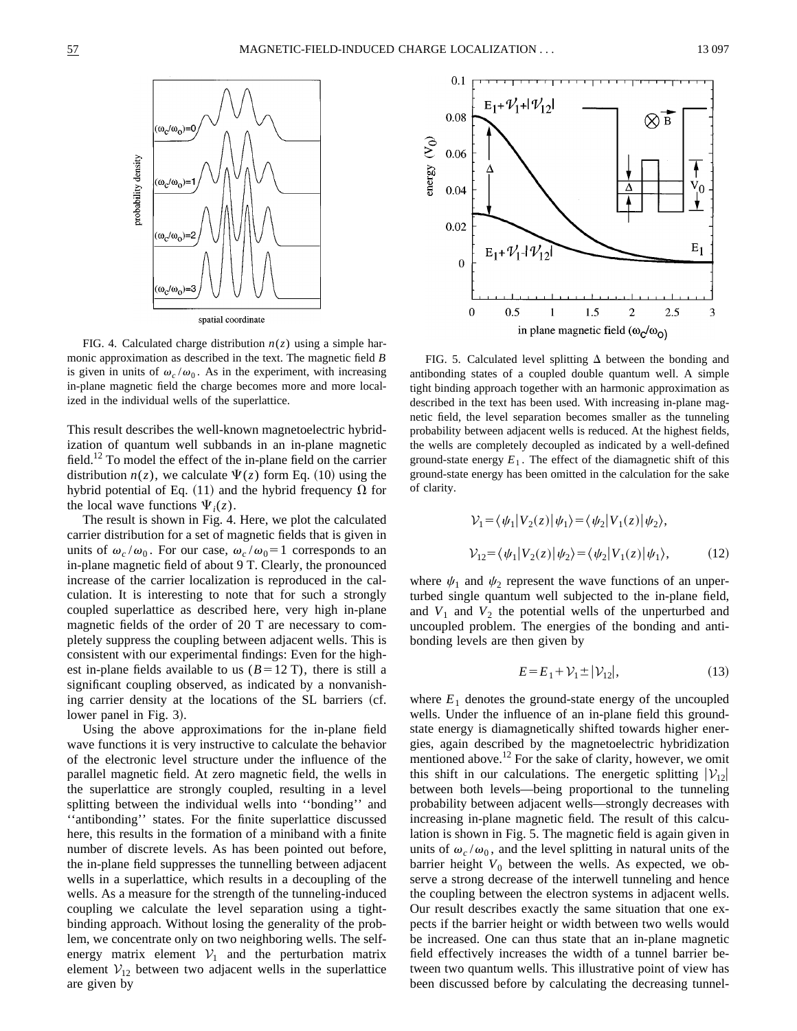FIG. 4. Calculated charge distribution $n(z)$ using a simple harmonic approximation as described in the text. The magnetic field $B$ is given in units of $\omega_c/\omega_0$. As in the experiment, with increasing in-plane magnetic field the charge becomes more and more localized in the individual wells of the superlattice.

This result describes the well-known magnetoelectric hybridization of quantum well subbands in an in-plane magnetic field.[12] To model the effect of the in-plane field on the carrier distribution $n(z)$, we calculate $\Psi(z)$ form Eq. (10) using the hybrid potential of Eq. (11) and the hybrid frequency $\Omega$ for the local wave functions $\Psi_i(z)$.

The result is shown in Fig. 4. Here, we plot the calculated carrier distribution for a set of magnetic fields that is given in units of $\omega_c/\omega_0$. For our case, $\omega_c/\omega_0=1$ corresponds to an in-plane magnetic field of about 9 T. Clearly, the pronounced increase of the carrier localization is reproduced in the calculation. It is interesting to note that for such a strongly coupled superlattice as described here, very high in-plane magnetic fields of the order of 20 T are necessary to completely suppress the coupling between adjacent wells. This is consistent with our experimental findings: Even for the highest in-plane fields available to us ($B=12$ T), there is still a significant coupling observed, as indicated by a nonvanishing carrier density at the locations of the SL barriers (cf. lower panel in Fig. 3).

Using the above approximations for the in-plane field wave functions it is very instructive to calculate the behavior of the electronic level structure under the influence of the parallel magnetic field. At zero magnetic field, the wells in the superlattice are strongly coupled, resulting in a level splitting between the individual wells into ''bonding'' and ''antibonding'' states. For the finite superlattice discussed here, this results in the formation of a miniband with a finite number of discrete levels. As has been pointed out before, the in-plane field suppresses the tunnelling between adjacent wells in a superlattice, which results in a decoupling of the wells. As a measure for the strength of the tunneling-induced coupling we calculate the level separation using a tight-binding approach. Without losing the generality of the problem, we concentrate only on two neighboring wells. The self-energy matrix element $\mathcal{V}_1$ and the perturbation matrix element $\mathcal{V}_{12}$ between two adjacent wells in the superlattice are given by

FIG. 5. Calculated level splitting $\Delta$ between the bonding and antibonding states of a coupled double quantum well. A simple tight binding approach together with an harmonic approximation as described in the text has been used. With increasing in-plane magnetic field, the level separation becomes smaller as the tunneling probability between adjacent wells is reduced. At the highest fields, the wells are completely decoupled as indicated by a well-defined ground-state energy $E_1$. The effect of the diamagnetic shift of this ground-state energy has been omitted in the calculation for the sake of clarity.

$$\mathcal{V}_1=\langle\psi_1|V_2(z)|\psi_1\rangle=\langle\psi_2|V_1(z)|\psi_2\rangle,$$

$$\mathcal{V}_{12}=\langle\psi_1|V_2(z)|\psi_2\rangle=\langle\psi_2|V_1(z)|\psi_1\rangle, \tag{12}$$

where $\psi_1$ and $\psi_2$ represent the wave functions of an unperturbed single quantum well subjected to the in-plane field, and $V_1$ and $V_2$ the potential wells of the unperturbed and uncoupled problem. The energies of the bonding and antibonding levels are then given by

$$E=E_1+\mathcal{V}_1\pm|\mathcal{V}_{12}|, \tag{13}$$

where $E_1$ denotes the ground-state energy of the uncoupled wells. Under the influence of an in-plane field this ground-state energy is diamagnetically shifted towards higher energies, again described by the magnetoelectric hybridization mentioned above.[12] For the sake of clarity, however, we omit this shift in our calculations. The energetic splitting $|\mathcal{V}_{12}|$ between both levels—being proportional to the tunneling probability between adjacent wells—strongly decreases with increasing in-plane magnetic field. The result of this calculation is shown in Fig. 5. The magnetic field is again given in units of $\omega_c/\omega_0$, and the level splitting in natural units of the barrier height $V_0$ between the wells. As expected, we observe a strong decrease of the interwell tunneling and hence the coupling between the electron systems in adjacent wells. Our result describes exactly the same situation that one expects if the barrier height or width between two wells would be increased. One can thus state that an in-plane magnetic field effectively increases the width of a tunnel barrier between two quantum wells. This illustrative point of view has been discussed before by calculating the decreasing tunnel-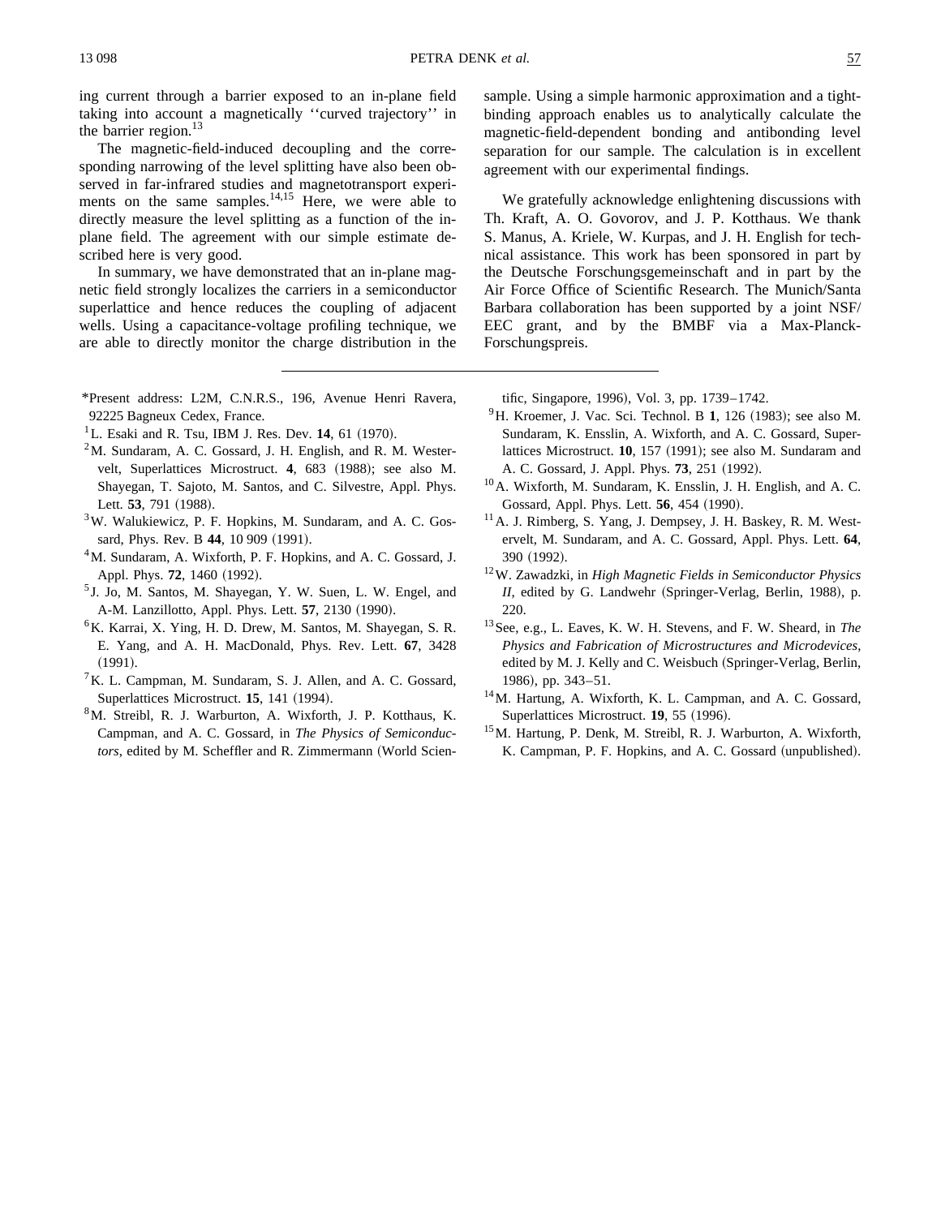ing current through a barrier exposed to an in-plane field taking into account a magnetically ''curved trajectory'' in the barrier region.[13]

The magnetic-field-induced decoupling and the corresponding narrowing of the level splitting have also been observed in far-infrared studies and magnetotransport experiments on the same samples.[14,15] Here, we were able to directly measure the level splitting as a function of the in-plane field. The agreement with our simple estimate described here is very good.

In summary, we have demonstrated that an in-plane magnetic field strongly localizes the carriers in a semiconductor superlattice and hence reduces the coupling of adjacent wells. Using a capacitance-voltage profiling technique, we are able to directly monitor the charge distribution in the sample. Using a simple harmonic approximation and a tight-binding approach enables us to analytically calculate the magnetic-field-dependent bonding and antibonding level separation for our sample. The calculation is in excellent agreement with our experimental findings.

We gratefully acknowledge enlightening discussions with Th. Kraft, A. O. Govorov, and J. P. Kotthaus. We thank S. Manus, A. Kriele, W. Kurpas, and J. H. English for technical assistance. This work has been sponsored in part by the Deutsche Forschungsgemeinschaft and in part by the Air Force Office of Scientific Research. The Munich/Santa Barbara collaboration has been supported by a joint NSF/EEC grant, and by the BMBF via a Max-Planck-Forschungspreis.

---

*Present address: L2M, C.N.R.S., 196, Avenue Henri Ravera, 92225 Bagneux Cedex, France.

[1] L. Esaki and R. Tsu, IBM J. Res. Dev. **14**, 61 (1970).

[2] M. Sundaram, A. C. Gossard, J. H. English, and R. M. Westervelt, Superlattices Microstruct. **4**, 683 (1988); see also M. Shayegan, T. Sajoto, M. Santos, and C. Silvestre, Appl. Phys. Lett. **53**, 791 (1988).

[3] W. Walukiewicz, P. F. Hopkins, M. Sundaram, and A. C. Gossard, Phys. Rev. B **44**, 10 909 (1991).

[4] M. Sundaram, A. Wixforth, P. F. Hopkins, and A. C. Gossard, J. Appl. Phys. **72**, 1460 (1992).

[5] J. Jo, M. Santos, M. Shayegan, Y. W. Suen, L. W. Engel, and A-M. Lanzillotto, Appl. Phys. Lett. **57**, 2130 (1990).

[6] K. Karrai, X. Ying, H. D. Drew, M. Santos, M. Shayegan, S. R. E. Yang, and A. H. MacDonald, Phys. Rev. Lett. **67**, 3428 (1991).

[7] K. L. Campman, M. Sundaram, S. J. Allen, and A. C. Gossard, Superlattices Microstruct. **15**, 141 (1994).

[8] M. Streibl, R. J. Warburton, A. Wixforth, J. P. Kotthaus, K. Campman, and A. C. Gossard, in *The Physics of Semiconductors*, edited by M. Scheffler and R. Zimmermann (World Scientific, Singapore, 1996), Vol. 3, pp. 1739–1742.

[9] H. Kroemer, J. Vac. Sci. Technol. B **1**, 126 (1983); see also M. Sundaram, K. Ensslin, A. Wixforth, and A. C. Gossard, Superlattices Microstruct. **10**, 157 (1991); see also M. Sundaram and A. C. Gossard, J. Appl. Phys. **73**, 251 (1992).

[10] A. Wixforth, M. Sundaram, K. Ensslin, J. H. English, and A. C. Gossard, Appl. Phys. Lett. **56**, 454 (1990).

[11] A. J. Rimberg, S. Yang, J. Dempsey, J. H. Baskey, R. M. Westervelt, M. Sundaram, and A. C. Gossard, Appl. Phys. Lett. **64**, 390 (1992).

[12] W. Zawadzki, in *High Magnetic Fields in Semiconductor Physics II*, edited by G. Landwehr (Springer-Verlag, Berlin, 1988), p. 220.

[13] See, e.g., L. Eaves, K. W. H. Stevens, and F. W. Sheard, in *The Physics and Fabrication of Microstructures and Microdevices*, edited by M. J. Kelly and C. Weisbuch (Springer-Verlag, Berlin, 1986), pp. 343–51.

[14] M. Hartung, A. Wixforth, K. L. Campman, and A. C. Gossard, Superlattices Microstruct. **19**, 55 (1996).

[15] M. Hartung, P. Denk, M. Streibl, R. J. Warburton, A. Wixforth, K. Campman, P. F. Hopkins, and A. C. Gossard (unpublished).